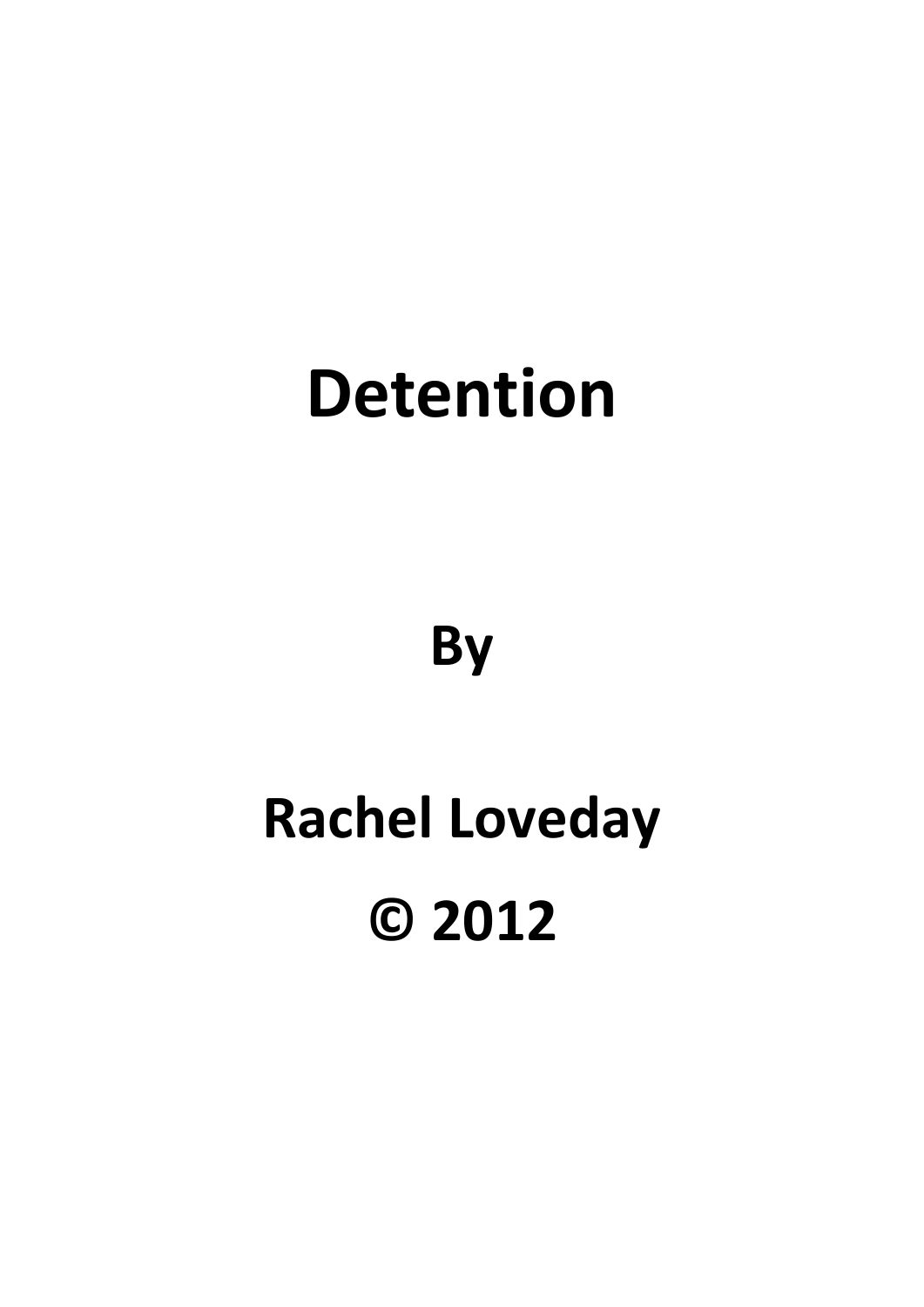# Detention

**By**

**Rachel Loveday**

**© 2012**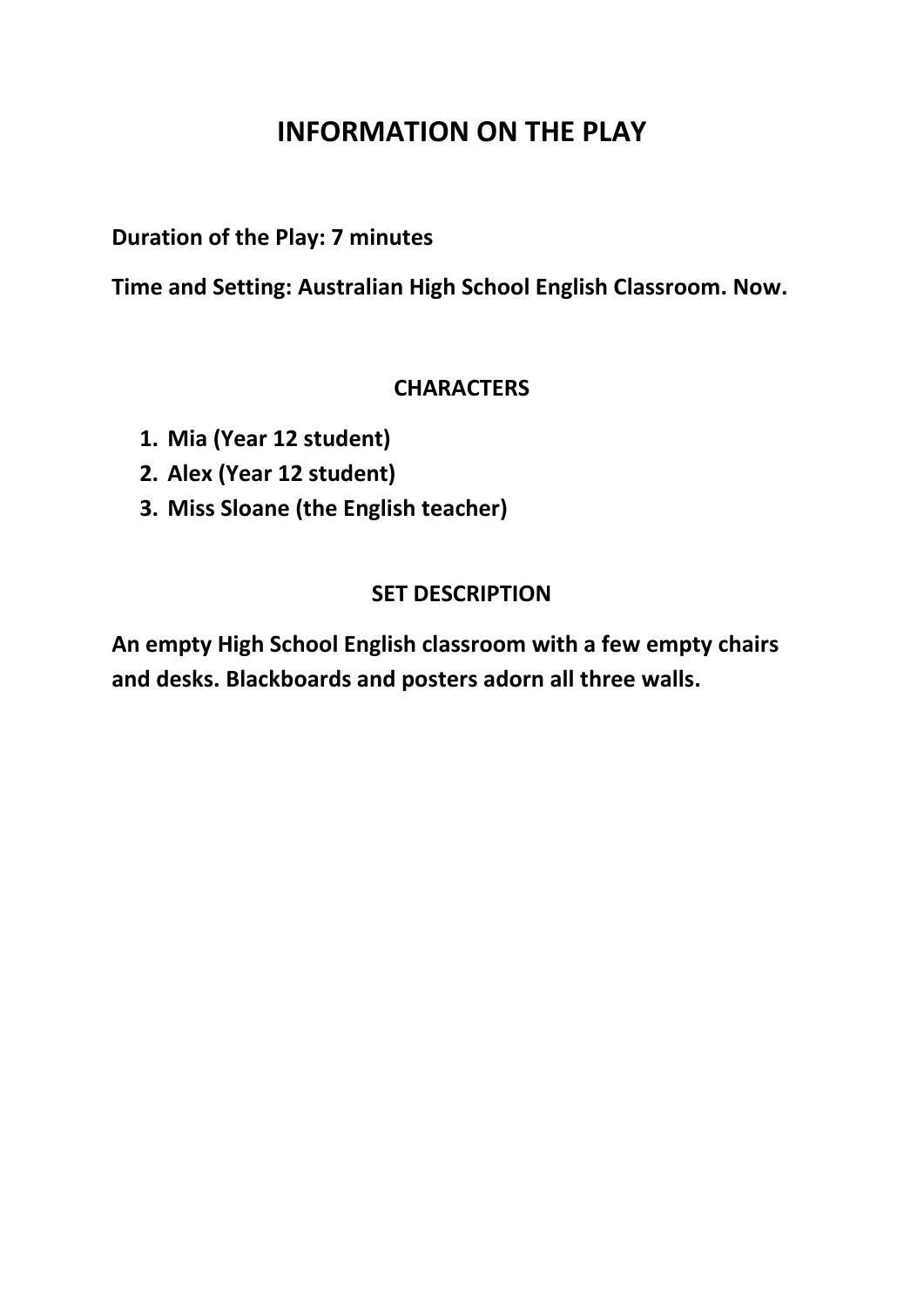# INFORMATION ON THE PLAY

**Duration of the Play: 7 minutes**

**Time and Setting: Australian High School English Classroom. Now.**

## CHARACTERS

1. **Mia (Year 12 student)**
2. **Alex (Year 12 student)**
3. **Miss Sloane (the English teacher)**

## SET DESCRIPTION

**An empty High School English classroom with a few empty chairs and desks. Blackboards and posters adorn all three walls.**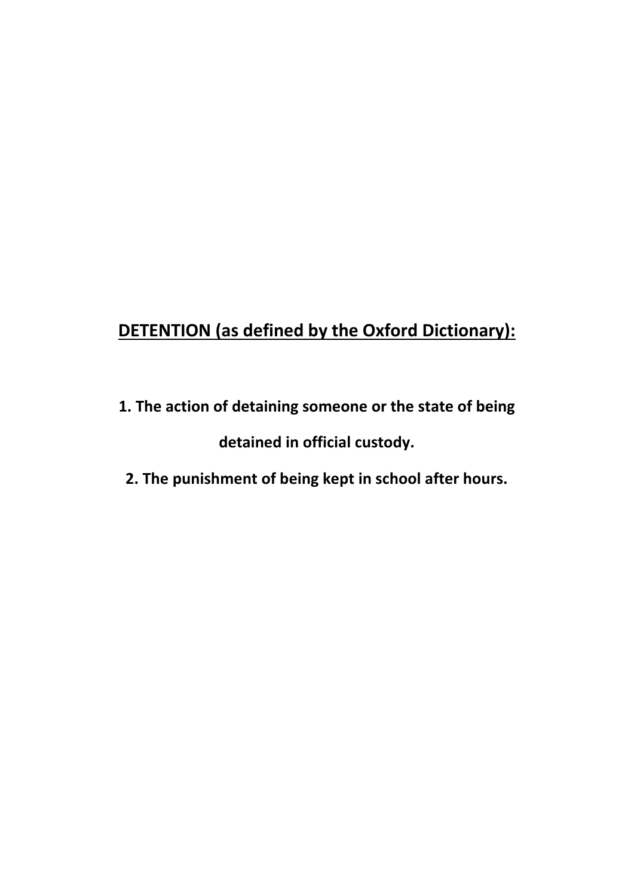## <u>DETENTION (as defined by the Oxford Dictionary):</u>

**1. The action of detaining someone or the state of being detained in official custody.**

**2. The punishment of being kept in school after hours.**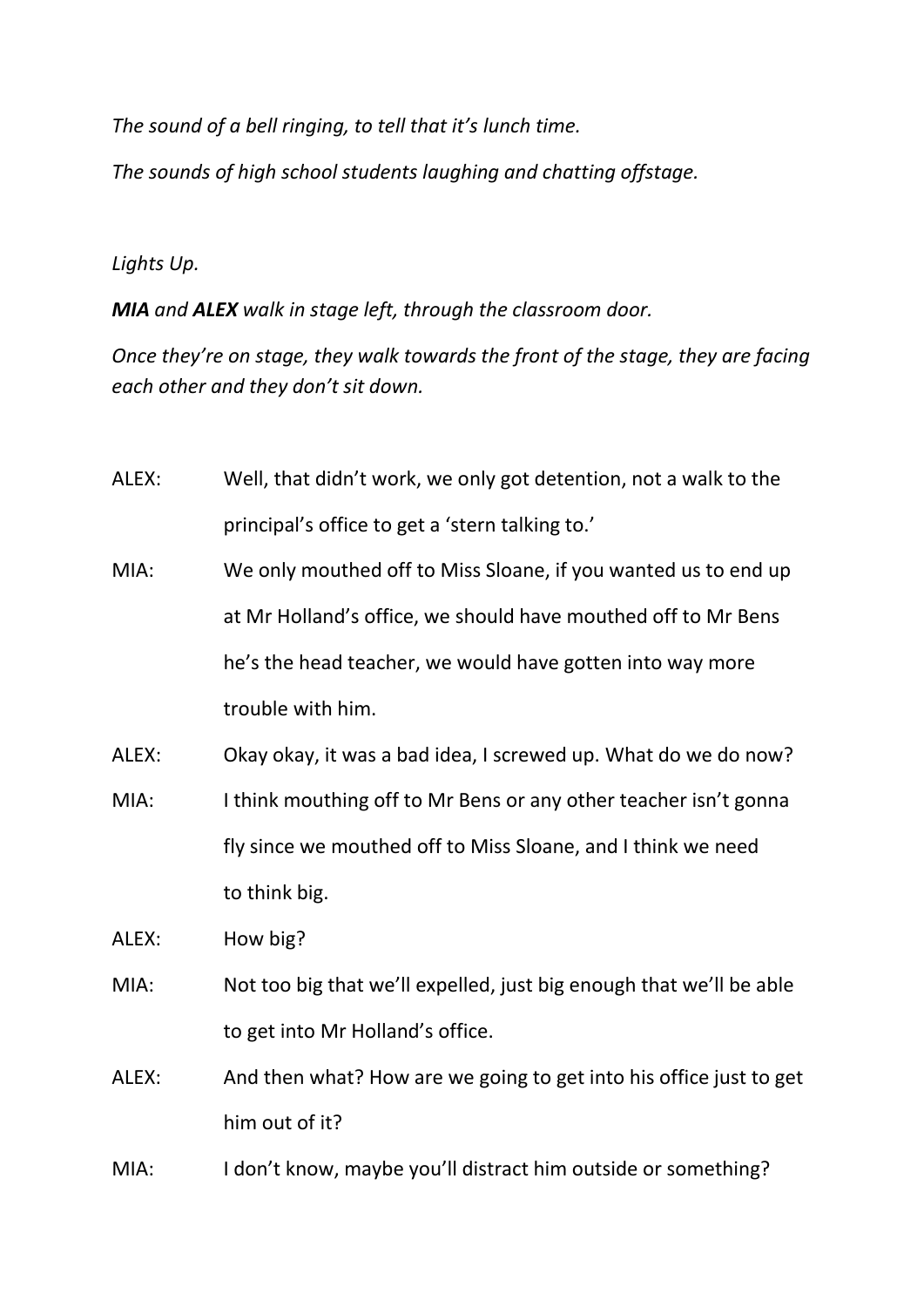*The sound of a bell ringing, to tell that it's lunch time.*

*The sounds of high school students laughing and chatting offstage.*

*Lights Up.*

***MIA** and **ALEX** walk in stage left, through the classroom door.*

*Once they're on stage, they walk towards the front of the stage, they are facing each other and they don't sit down.*

ALEX: Well, that didn't work, we only got detention, not a walk to the principal's office to get a 'stern talking to.'

MIA: We only mouthed off to Miss Sloane, if you wanted us to end up at Mr Holland's office, we should have mouthed off to Mr Bens he's the head teacher, we would have gotten into way more trouble with him.

ALEX: Okay okay, it was a bad idea, I screwed up. What do we do now?

MIA: I think mouthing off to Mr Bens or any other teacher isn't gonna fly since we mouthed off to Miss Sloane, and I think we need to think big.

ALEX: How big?

MIA: Not too big that we'll expelled, just big enough that we'll be able to get into Mr Holland's office.

ALEX: And then what? How are we going to get into his office just to get him out of it?

MIA: I don't know, maybe you'll distract him outside or something?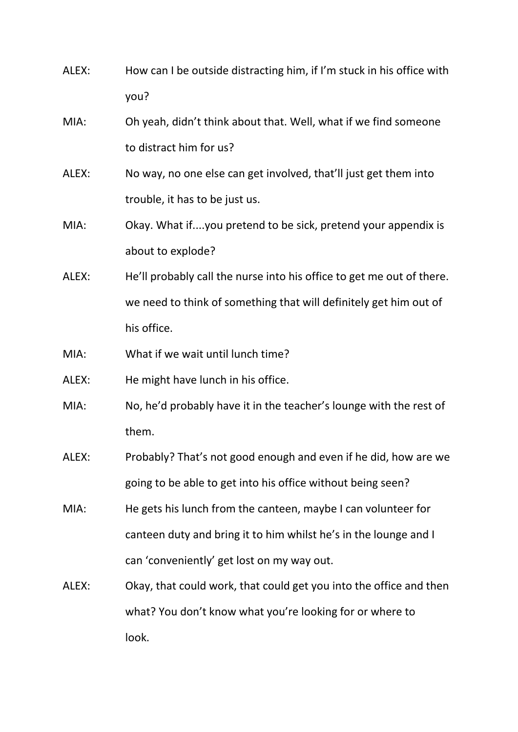ALEX: How can I be outside distracting him, if I'm stuck in his office with you?

MIA: Oh yeah, didn't think about that. Well, what if we find someone to distract him for us?

ALEX: No way, no one else can get involved, that'll just get them into trouble, it has to be just us.

MIA: Okay. What if....you pretend to be sick, pretend your appendix is about to explode?

ALEX: He'll probably call the nurse into his office to get me out of there. we need to think of something that will definitely get him out of his office.

MIA: What if we wait until lunch time?

ALEX: He might have lunch in his office.

MIA: No, he'd probably have it in the teacher's lounge with the rest of them.

ALEX: Probably? That's not good enough and even if he did, how are we going to be able to get into his office without being seen?

MIA: He gets his lunch from the canteen, maybe I can volunteer for canteen duty and bring it to him whilst he's in the lounge and I can 'conveniently' get lost on my way out.

ALEX: Okay, that could work, that could get you into the office and then what? You don't know what you're looking for or where to look.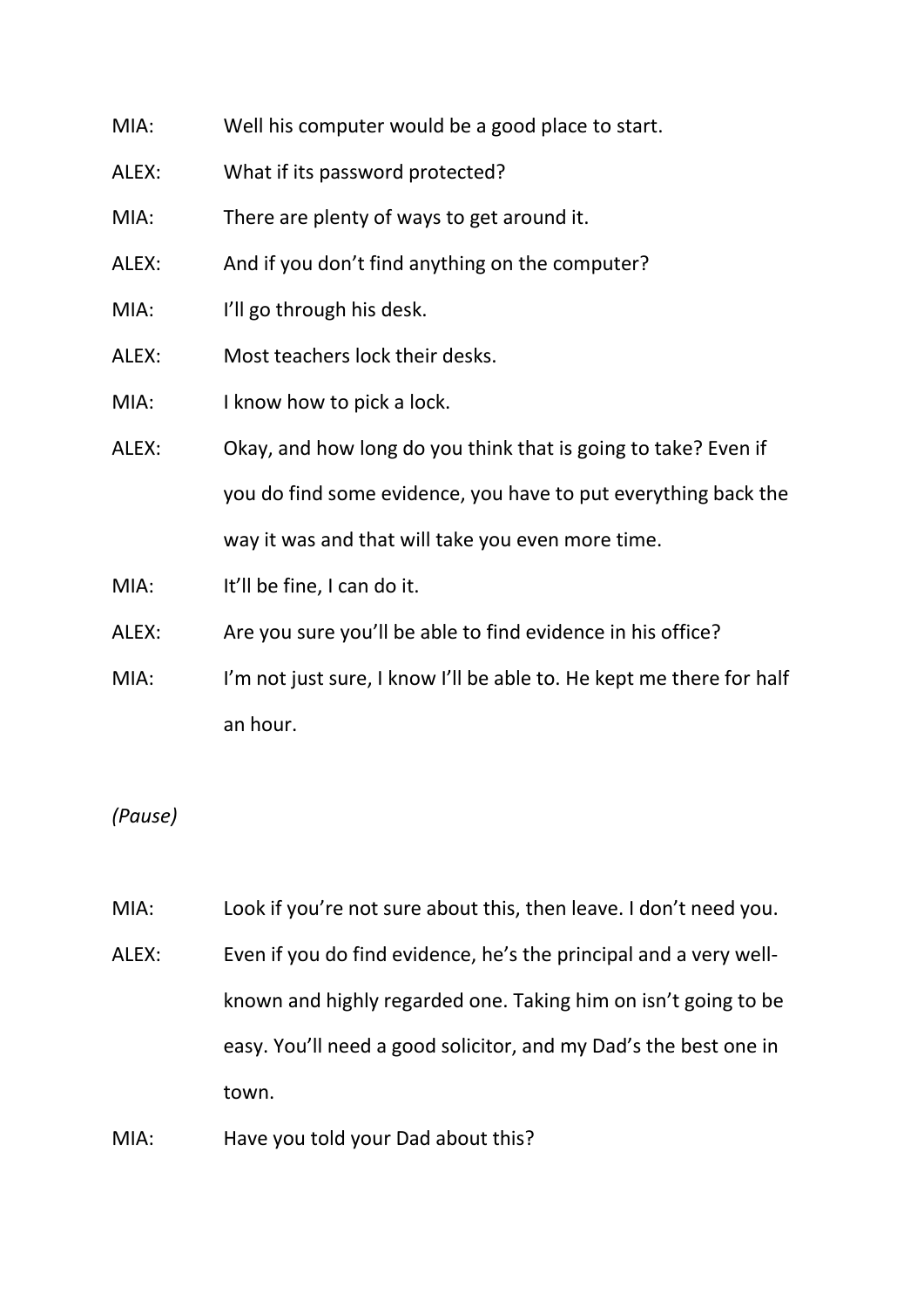MIA: Well his computer would be a good place to start.

ALEX: What if its password protected?

MIA: There are plenty of ways to get around it.

ALEX: And if you don't find anything on the computer?

MIA: I'll go through his desk.

ALEX: Most teachers lock their desks.

MIA: I know how to pick a lock.

ALEX: Okay, and how long do you think that is going to take? Even if you do find some evidence, you have to put everything back the way it was and that will take you even more time.

MIA: It'll be fine, I can do it.

ALEX: Are you sure you'll be able to find evidence in his office?

MIA: I'm not just sure, I know I'll be able to. He kept me there for half an hour.

*(Pause)*

MIA: Look if you're not sure about this, then leave. I don't need you.

ALEX: Even if you do find evidence, he's the principal and a very well-known and highly regarded one. Taking him on isn't going to be easy. You'll need a good solicitor, and my Dad's the best one in town.

MIA: Have you told your Dad about this?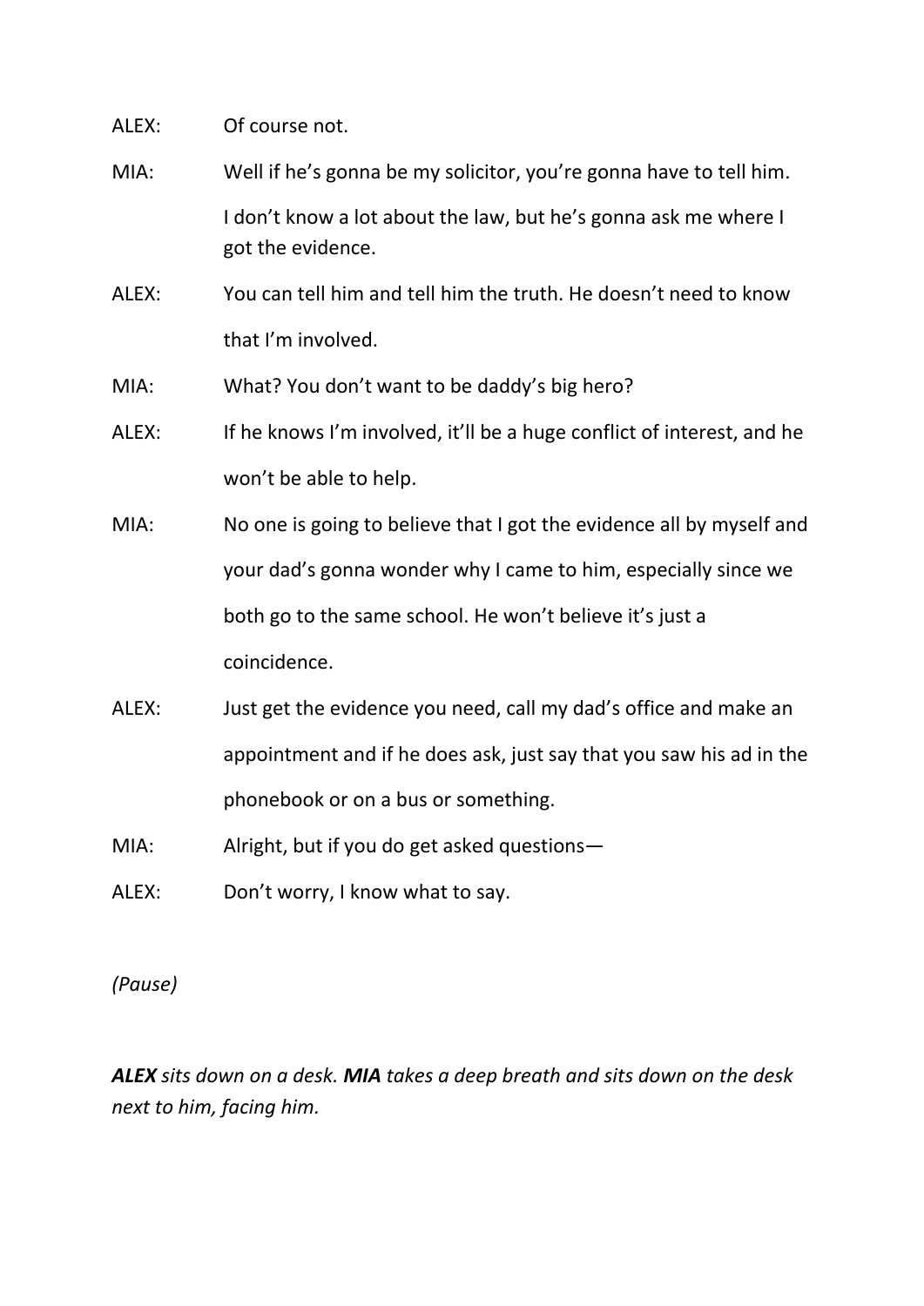ALEX: Of course not.

MIA: Well if he's gonna be my solicitor, you're gonna have to tell him. I don't know a lot about the law, but he's gonna ask me where I got the evidence.

ALEX: You can tell him and tell him the truth. He doesn't need to know that I'm involved.

MIA: What? You don't want to be daddy's big hero?

ALEX: If he knows I'm involved, it'll be a huge conflict of interest, and he won't be able to help.

MIA: No one is going to believe that I got the evidence all by myself and your dad's gonna wonder why I came to him, especially since we both go to the same school. He won't believe it's just a coincidence.

ALEX: Just get the evidence you need, call my dad's office and make an appointment and if he does ask, just say that you saw his ad in the phonebook or on a bus or something.

MIA: Alright, but if you do get asked questions—

ALEX: Don't worry, I know what to say.

*(Pause)*

***ALEX*** *sits down on a desk.* ***MIA*** *takes a deep breath and sits down on the desk next to him, facing him.*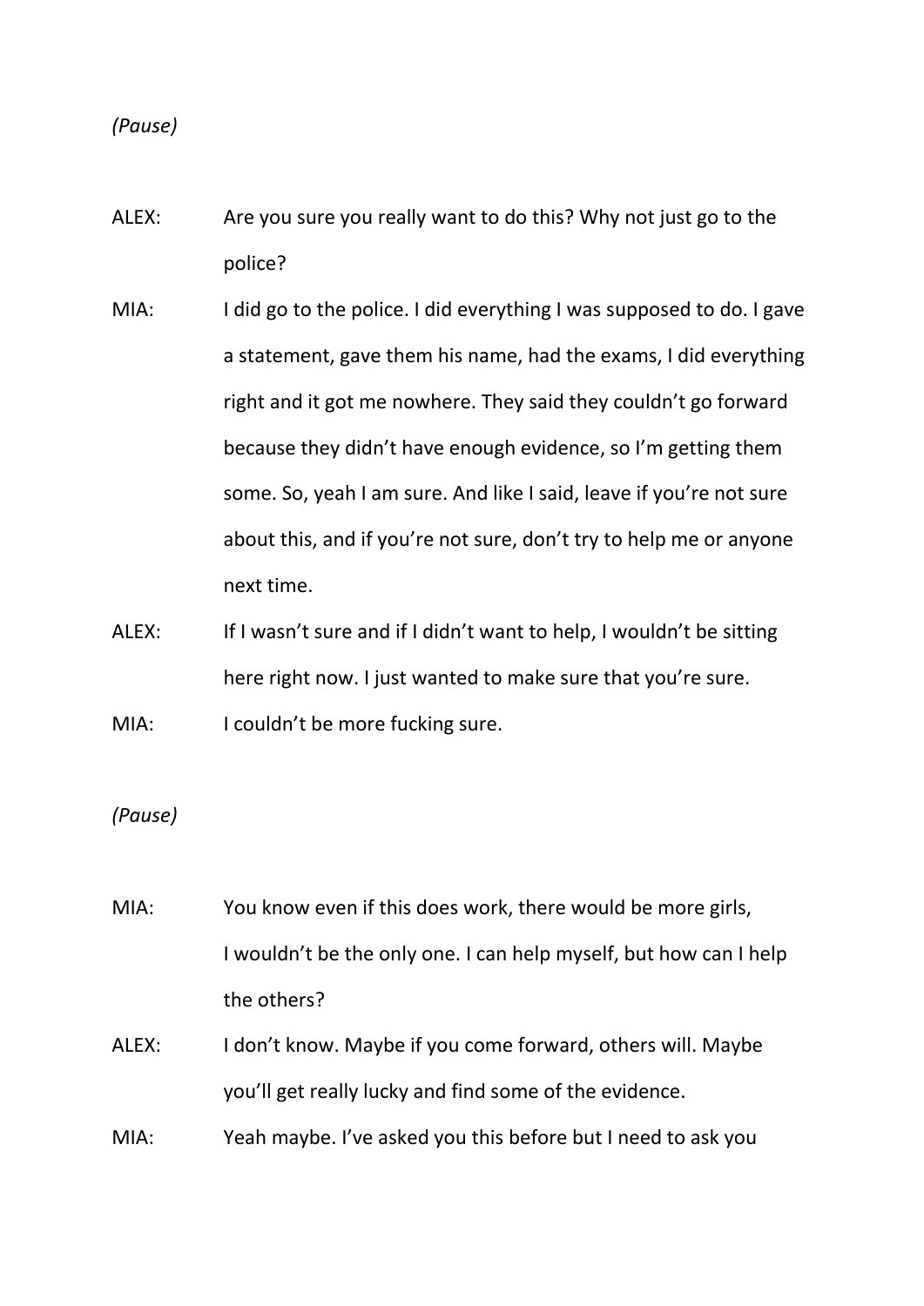*(Pause)*

ALEX: Are you sure you really want to do this? Why not just go to the police?

MIA: I did go to the police. I did everything I was supposed to do. I gave a statement, gave them his name, had the exams, I did everything right and it got me nowhere. They said they couldn't go forward because they didn't have enough evidence, so I'm getting them some. So, yeah I am sure. And like I said, leave if you're not sure about this, and if you're not sure, don't try to help me or anyone next time.

ALEX: If I wasn't sure and if I didn't want to help, I wouldn't be sitting here right now. I just wanted to make sure that you're sure.

MIA: I couldn't be more fucking sure.

*(Pause)*

MIA: You know even if this does work, there would be more girls, I wouldn't be the only one. I can help myself, but how can I help the others?

ALEX: I don't know. Maybe if you come forward, others will. Maybe you'll get really lucky and find some of the evidence.

MIA: Yeah maybe. I've asked you this before but I need to ask you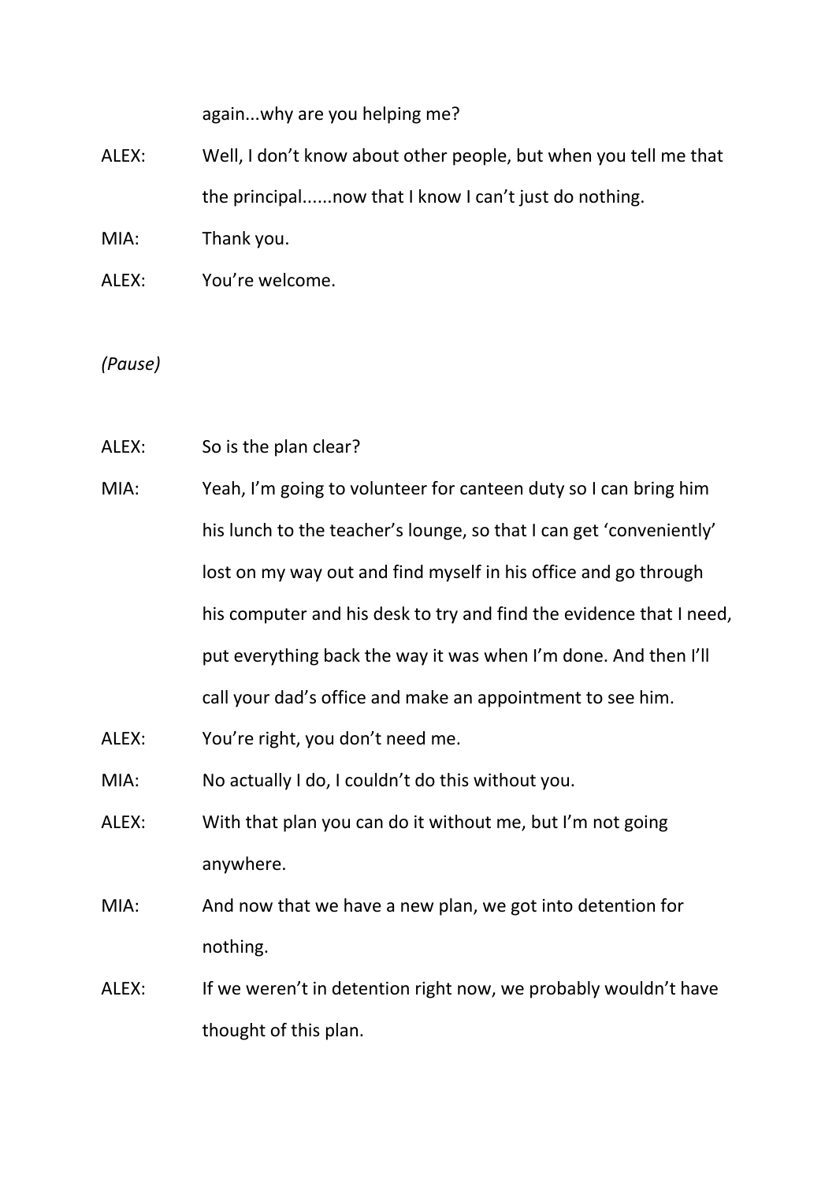again...why are you helping me?

ALEX: Well, I don't know about other people, but when you tell me that the principal......now that I know I can't just do nothing.

MIA: Thank you.

ALEX: You're welcome.

*(Pause)*

ALEX: So is the plan clear?

MIA: Yeah, I'm going to volunteer for canteen duty so I can bring him his lunch to the teacher's lounge, so that I can get 'conveniently' lost on my way out and find myself in his office and go through his computer and his desk to try and find the evidence that I need, put everything back the way it was when I'm done. And then I'll call your dad's office and make an appointment to see him.

ALEX: You're right, you don't need me.

MIA: No actually I do, I couldn't do this without you.

ALEX: With that plan you can do it without me, but I'm not going anywhere.

MIA: And now that we have a new plan, we got into detention for nothing.

ALEX: If we weren't in detention right now, we probably wouldn't have thought of this plan.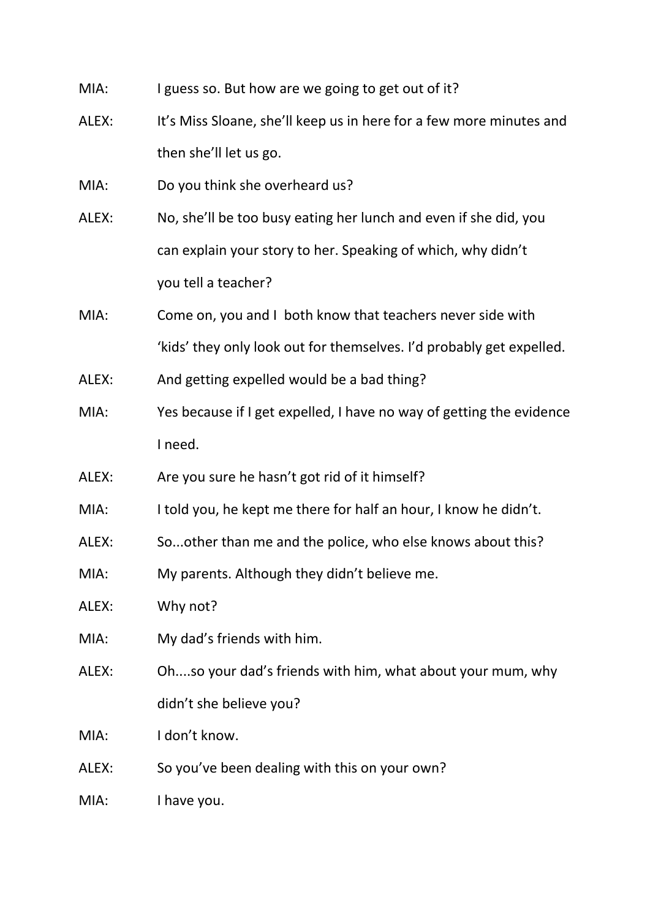MIA: I guess so. But how are we going to get out of it?

ALEX: It's Miss Sloane, she'll keep us in here for a few more minutes and then she'll let us go.

MIA: Do you think she overheard us?

ALEX: No, she'll be too busy eating her lunch and even if she did, you can explain your story to her. Speaking of which, why didn't you tell a teacher?

MIA: Come on, you and I both know that teachers never side with 'kids' they only look out for themselves. I'd probably get expelled.

ALEX: And getting expelled would be a bad thing?

MIA: Yes because if I get expelled, I have no way of getting the evidence I need.

ALEX: Are you sure he hasn't got rid of it himself?

MIA: I told you, he kept me there for half an hour, I know he didn't.

ALEX: So...other than me and the police, who else knows about this?

MIA: My parents. Although they didn't believe me.

ALEX: Why not?

MIA: My dad's friends with him.

ALEX: Oh....so your dad's friends with him, what about your mum, why didn't she believe you?

MIA: I don't know.

ALEX: So you've been dealing with this on your own?

MIA: I have you.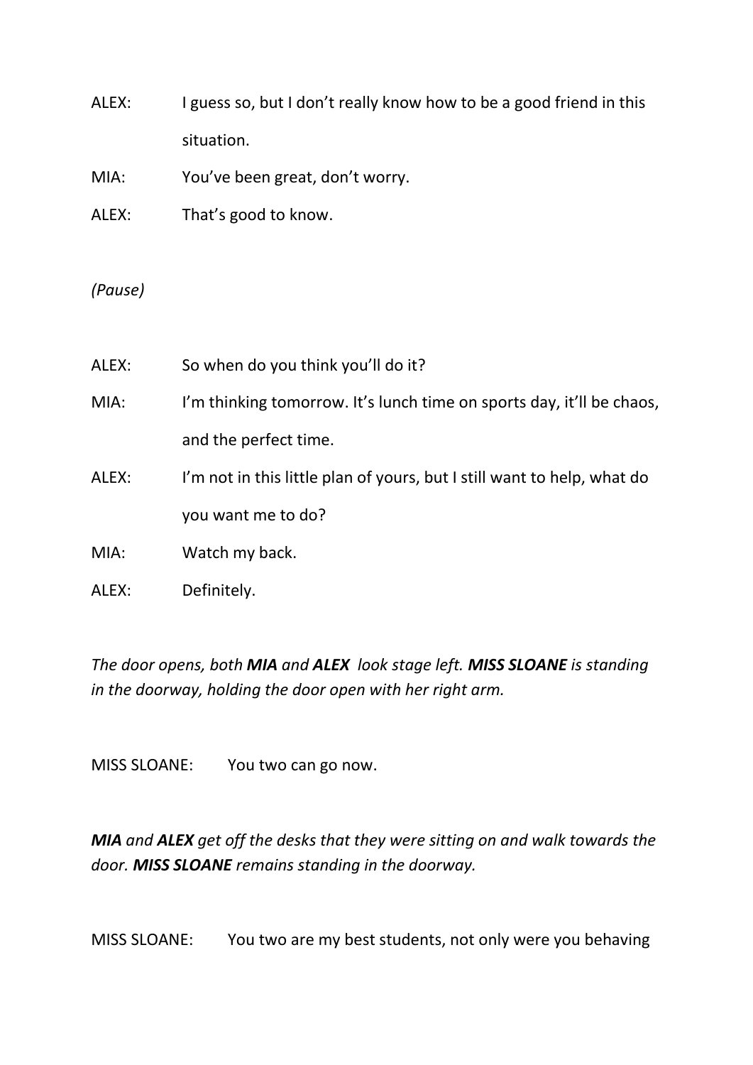ALEX: I guess so, but I don't really know how to be a good friend in this situation.

MIA: You've been great, don't worry.

ALEX: That's good to know.

*(Pause)*

ALEX: So when do you think you'll do it?

MIA: I'm thinking tomorrow. It's lunch time on sports day, it'll be chaos, and the perfect time.

ALEX: I'm not in this little plan of yours, but I still want to help, what do you want me to do?

MIA: Watch my back.

ALEX: Definitely.

*The door opens, both **MIA** and **ALEX** look stage left. **MISS SLOANE** is standing in the doorway, holding the door open with her right arm.*

MISS SLOANE: You two can go now.

***MIA** and **ALEX** get off the desks that they were sitting on and walk towards the door. **MISS SLOANE** remains standing in the doorway.*

MISS SLOANE: You two are my best students, not only were you behaving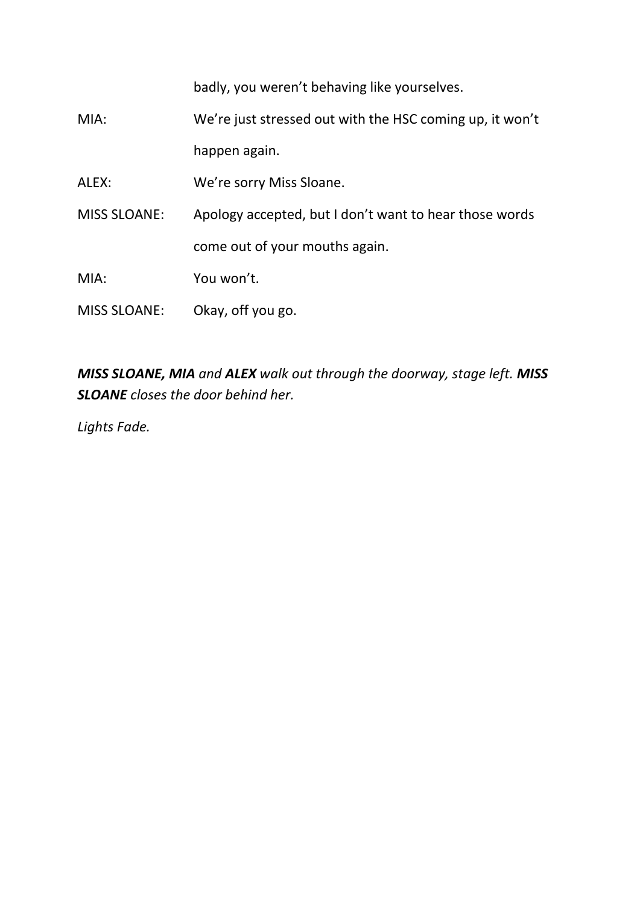badly, you weren't behaving like yourselves.

MIA: We're just stressed out with the HSC coming up, it won't happen again.

ALEX: We're sorry Miss Sloane.

MISS SLOANE: Apology accepted, but I don't want to hear those words come out of your mouths again.

MIA: You won't.

MISS SLOANE: Okay, off you go.

***MISS SLOANE, MIA*** *and* ***ALEX*** *walk out through the doorway, stage left.* ***MISS SLOANE*** *closes the door behind her.*

*Lights Fade.*